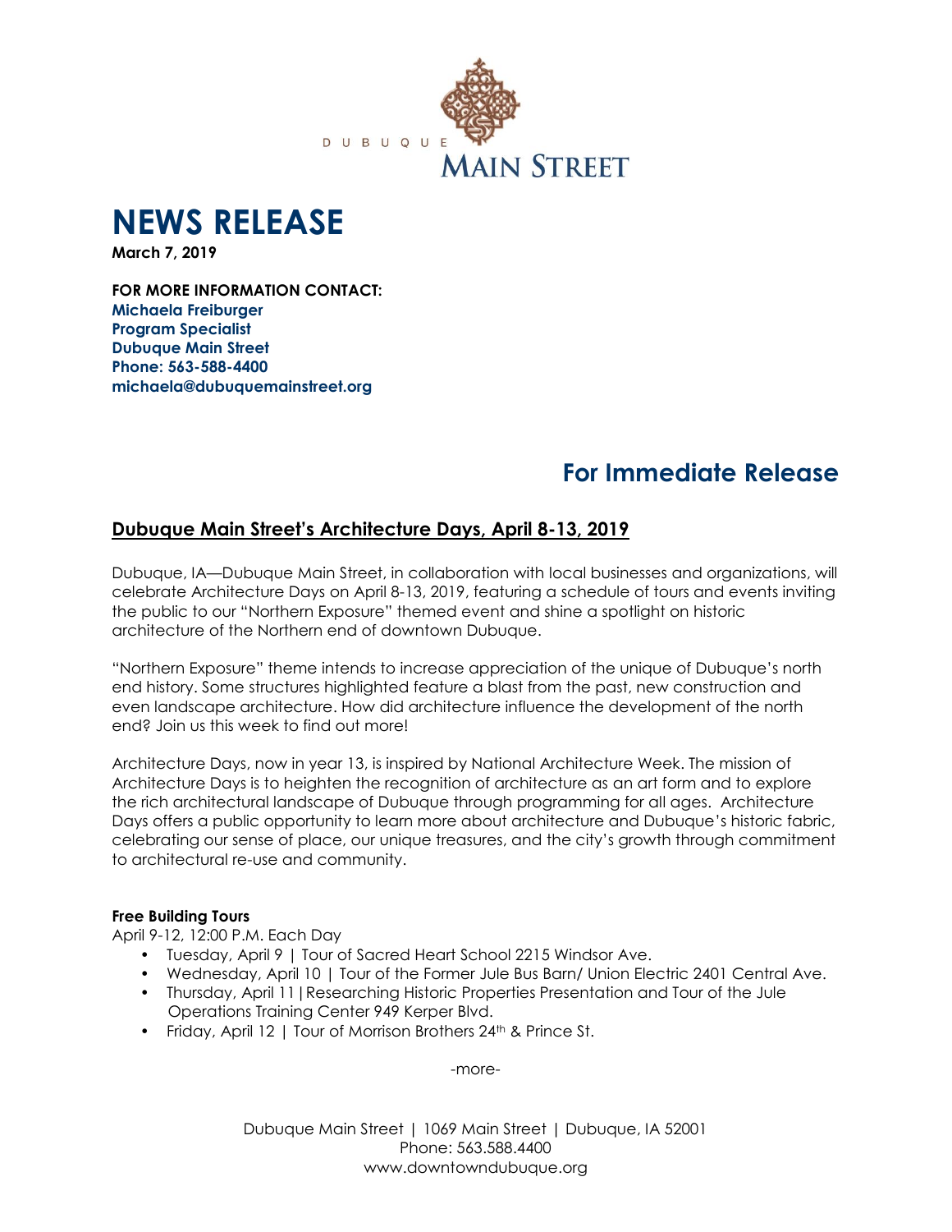DUBUQUE MAIN STREET

# NEWS RELEASE

**March 7, 2019**

**FOR MORE INFORMATION CONTACT:**
**Michaela Freiburger**
**Program Specialist**
**Dubuque Main Street**
**Phone: 563-588-4400**
**michaela@dubuquemainstreet.org**

## For Immediate Release

### Dubuque Main Street's Architecture Days, April 8-13, 2019

Dubuque, IA—Dubuque Main Street, in collaboration with local businesses and organizations, will celebrate Architecture Days on April 8-13, 2019, featuring a schedule of tours and events inviting the public to our "Northern Exposure" themed event and shine a spotlight on historic architecture of the Northern end of downtown Dubuque.

"Northern Exposure" theme intends to increase appreciation of the unique of Dubuque's north end history. Some structures highlighted feature a blast from the past, new construction and even landscape architecture. How did architecture influence the development of the north end? Join us this week to find out more!

Architecture Days, now in year 13, is inspired by National Architecture Week. The mission of Architecture Days is to heighten the recognition of architecture as an art form and to explore the rich architectural landscape of Dubuque through programming for all ages. Architecture Days offers a public opportunity to learn more about architecture and Dubuque's historic fabric, celebrating our sense of place, our unique treasures, and the city's growth through commitment to architectural re-use and community.

**Free Building Tours**
April 9-12, 12:00 P.M. Each Day

- Tuesday, April 9 | Tour of Sacred Heart School 2215 Windsor Ave.
- Wednesday, April 10 | Tour of the Former Jule Bus Barn/ Union Electric 2401 Central Ave.
- Thursday, April 11 | Researching Historic Properties Presentation and Tour of the Jule Operations Training Center 949 Kerper Blvd.
- Friday, April 12 | Tour of Morrison Brothers 24th & Prince St.

-more-

Dubuque Main Street | 1069 Main Street | Dubuque, IA 52001
Phone: 563.588.4400
www.downtowndubuque.org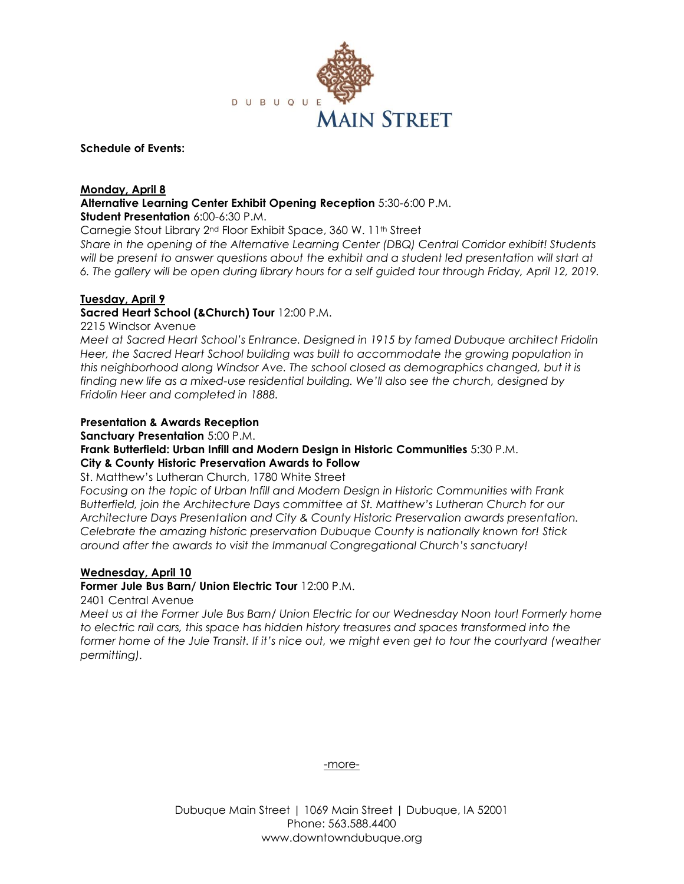**Schedule of Events:**

**Monday, April 8**

**Alternative Learning Center Exhibit Opening Reception** 5:30-6:00 P.M.
**Student Presentation** 6:00-6:30 P.M.
Carnegie Stout Library 2nd Floor Exhibit Space, 360 W. 11th Street
*Share in the opening of the Alternative Learning Center (DBQ) Central Corridor exhibit! Students will be present to answer questions about the exhibit and a student led presentation will start at 6. The gallery will be open during library hours for a self guided tour through Friday, April 12, 2019.*

**Tuesday, April 9**

**Sacred Heart School (&Church) Tour** 12:00 P.M.
2215 Windsor Avenue
*Meet at Sacred Heart School's Entrance. Designed in 1915 by famed Dubuque architect Fridolin Heer, the Sacred Heart School building was built to accommodate the growing population in this neighborhood along Windsor Ave. The school closed as demographics changed, but it is finding new life as a mixed-use residential building. We'll also see the church, designed by Fridolin Heer and completed in 1888.*

**Presentation & Awards Reception**
**Sanctuary Presentation** 5:00 P.M.
**Frank Butterfield: Urban Infill and Modern Design in Historic Communities** 5:30 P.M.
**City & County Historic Preservation Awards to Follow**
St. Matthew's Lutheran Church, 1780 White Street
*Focusing on the topic of Urban Infill and Modern Design in Historic Communities with Frank Butterfield, join the Architecture Days committee at St. Matthew's Lutheran Church for our Architecture Days Presentation and City & County Historic Preservation awards presentation. Celebrate the amazing historic preservation Dubuque County is nationally known for! Stick around after the awards to visit the Immanual Congregational Church's sanctuary!*

**Wednesday, April 10**

**Former Jule Bus Barn/ Union Electric Tour** 12:00 P.M.
2401 Central Avenue
*Meet us at the Former Jule Bus Barn/ Union Electric for our Wednesday Noon tour! Formerly home to electric rail cars, this space has hidden history treasures and spaces transformed into the former home of the Jule Transit. If it's nice out, we might even get to tour the courtyard (weather permitting).*

-more-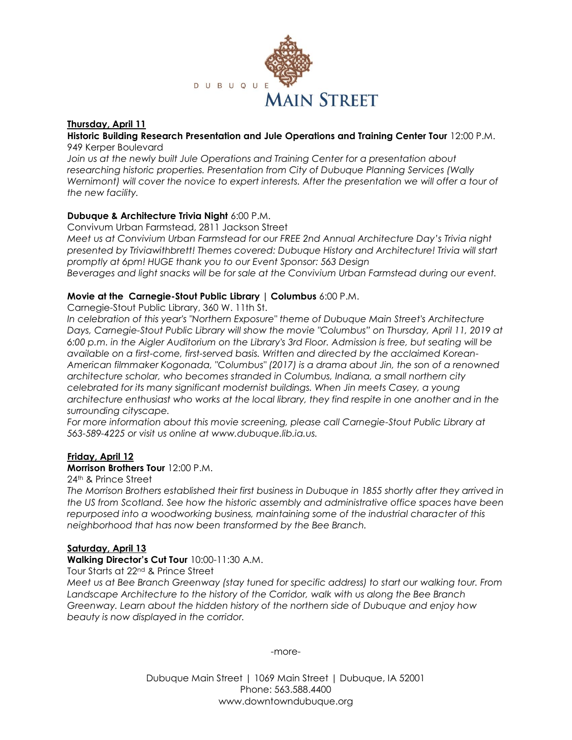**Thursday, April 11**

**Historic Building Research Presentation and Jule Operations and Training Center Tour** 12:00 P.M.
949 Kerper Boulevard

*Join us at the newly built Jule Operations and Training Center for a presentation about researching historic properties. Presentation from City of Dubuque Planning Services (Wally Wernimont) will cover the novice to expert interests. After the presentation we will offer a tour of the new facility.*

**Dubuque & Architecture Trivia Night** 6:00 P.M.
Convivum Urban Farmstead, 2811 Jackson Street

*Meet us at Convivium Urban Farmstead for our FREE 2nd Annual Architecture Day's Trivia night presented by Triviawithbrett! Themes covered: Dubuque History and Architecture! Trivia will start promptly at 6pm! HUGE thank you to our Event Sponsor: 563 Design*
*Beverages and light snacks will be for sale at the Convivium Urban Farmstead during our event.*

**Movie at the Carnegie-Stout Public Library | Columbus** 6:00 P.M.
Carnegie-Stout Public Library, 360 W. 11th St.

*In celebration of this year's "Northern Exposure" theme of Dubuque Main Street's Architecture Days, Carnegie-Stout Public Library will show the movie "Columbus" on Thursday, April 11, 2019 at 6:00 p.m. in the Aigler Auditorium on the Library's 3rd Floor. Admission is free, but seating will be available on a first-come, first-served basis. Written and directed by the acclaimed Korean-American filmmaker Kogonada, "Columbus" (2017) is a drama about Jin, the son of a renowned architecture scholar, who becomes stranded in Columbus, Indiana, a small northern city celebrated for its many significant modernist buildings. When Jin meets Casey, a young architecture enthusiast who works at the local library, they find respite in one another and in the surrounding cityscape.*
*For more information about this movie screening, please call Carnegie-Stout Public Library at 563-589-4225 or visit us online at www.dubuque.lib.ia.us.*

**Friday, April 12**

**Morrison Brothers Tour** 12:00 P.M.
24th & Prince Street

*The Morrison Brothers established their first business in Dubuque in 1855 shortly after they arrived in the US from Scotland. See how the historic assembly and administrative office spaces have been repurposed into a woodworking business, maintaining some of the industrial character of this neighborhood that has now been transformed by the Bee Branch.*

**Saturday, April 13**

**Walking Director's Cut Tour** 10:00-11:30 A.M.
Tour Starts at 22nd & Prince Street

*Meet us at Bee Branch Greenway (stay tuned for specific address) to start our walking tour. From Landscape Architecture to the history of the Corridor, walk with us along the Bee Branch Greenway. Learn about the hidden history of the northern side of Dubuque and enjoy how beauty is now displayed in the corridor.*

-more-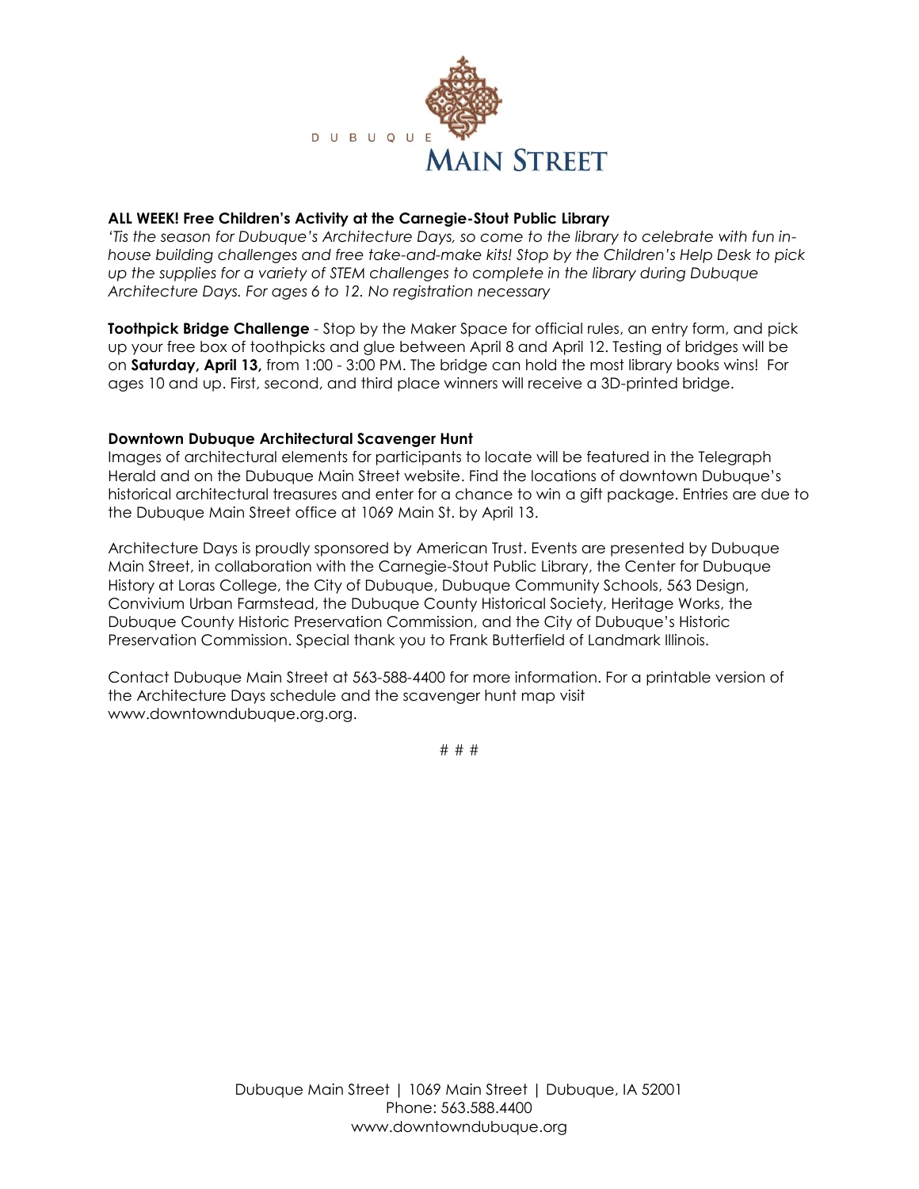DUBUQUE MAIN STREET

**ALL WEEK! Free Children's Activity at the Carnegie-Stout Public Library**
*'Tis the season for Dubuque's Architecture Days, so come to the library to celebrate with fun in-house building challenges and free take-and-make kits! Stop by the Children's Help Desk to pick up the supplies for a variety of STEM challenges to complete in the library during Dubuque Architecture Days. For ages 6 to 12. No registration necessary*

**Toothpick Bridge Challenge** - Stop by the Maker Space for official rules, an entry form, and pick up your free box of toothpicks and glue between April 8 and April 12. Testing of bridges will be on **Saturday, April 13,** from 1:00 - 3:00 PM. The bridge can hold the most library books wins! For ages 10 and up. First, second, and third place winners will receive a 3D-printed bridge.

**Downtown Dubuque Architectural Scavenger Hunt**
Images of architectural elements for participants to locate will be featured in the Telegraph Herald and on the Dubuque Main Street website. Find the locations of downtown Dubuque's historical architectural treasures and enter for a chance to win a gift package. Entries are due to the Dubuque Main Street office at 1069 Main St. by April 13.

Architecture Days is proudly sponsored by American Trust. Events are presented by Dubuque Main Street, in collaboration with the Carnegie-Stout Public Library, the Center for Dubuque History at Loras College, the City of Dubuque, Dubuque Community Schools, 563 Design, Convivium Urban Farmstead, the Dubuque County Historical Society, Heritage Works, the Dubuque County Historic Preservation Commission, and the City of Dubuque's Historic Preservation Commission. Special thank you to Frank Butterfield of Landmark Illinois.

Contact Dubuque Main Street at 563-588-4400 for more information. For a printable version of the Architecture Days schedule and the scavenger hunt map visit www.downtowndubuque.org.org.

# # #

Dubuque Main Street | 1069 Main Street | Dubuque, IA 52001
Phone: 563.588.4400
www.downtowndubuque.org